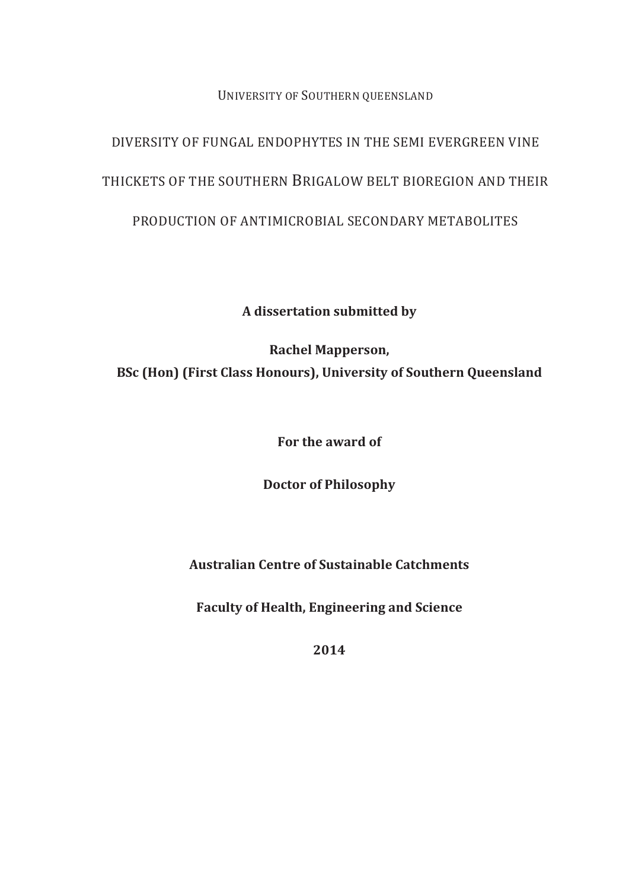UNIVERSITY OF SOUTHERN QUEENSLAND

# DIVERSITY OF FUNGAL ENDOPHYTES IN THE SEMI EVERGREEN VINE THICKETS OF THE SOUTHERN BRIGALOW BELT BIOREGION AND THEIR PRODUCTION OF ANTIMICROBIAL SECONDARY METABOLITES

**A dissertation submitted by**

**Rachel Mapperson,**
**BSc (Hon) (First Class Honours), University of Southern Queensland**

**For the award of**

**Doctor of Philosophy**

**Australian Centre of Sustainable Catchments**

**Faculty of Health, Engineering and Science**

**2014**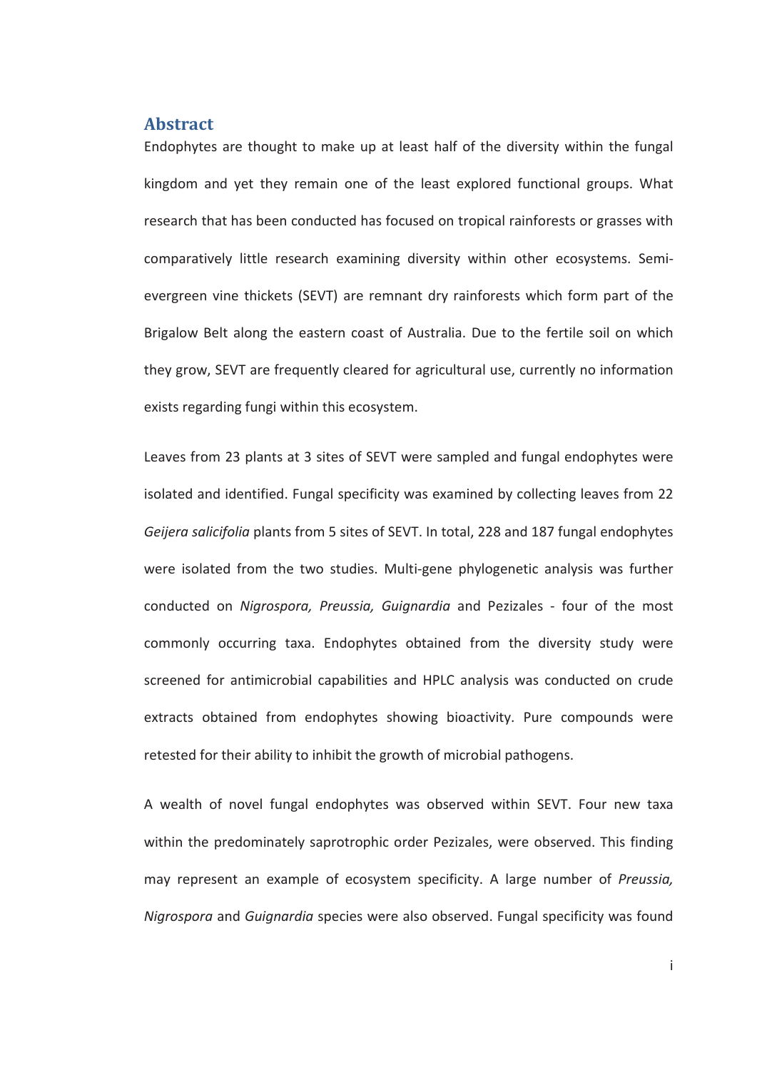## Abstract

Endophytes are thought to make up at least half of the diversity within the fungal kingdom and yet they remain one of the least explored functional groups. What research that has been conducted has focused on tropical rainforests or grasses with comparatively little research examining diversity within other ecosystems. Semi-evergreen vine thickets (SEVT) are remnant dry rainforests which form part of the Brigalow Belt along the eastern coast of Australia. Due to the fertile soil on which they grow, SEVT are frequently cleared for agricultural use, currently no information exists regarding fungi within this ecosystem.

Leaves from 23 plants at 3 sites of SEVT were sampled and fungal endophytes were isolated and identified. Fungal specificity was examined by collecting leaves from 22 *Geijera salicifolia* plants from 5 sites of SEVT. In total, 228 and 187 fungal endophytes were isolated from the two studies. Multi-gene phylogenetic analysis was further conducted on *Nigrospora, Preussia, Guignardia* and Pezizales - four of the most commonly occurring taxa. Endophytes obtained from the diversity study were screened for antimicrobial capabilities and HPLC analysis was conducted on crude extracts obtained from endophytes showing bioactivity. Pure compounds were retested for their ability to inhibit the growth of microbial pathogens.

A wealth of novel fungal endophytes was observed within SEVT. Four new taxa within the predominately saprotrophic order Pezizales, were observed. This finding may represent an example of ecosystem specificity. A large number of *Preussia, Nigrospora* and *Guignardia* species were also observed. Fungal specificity was found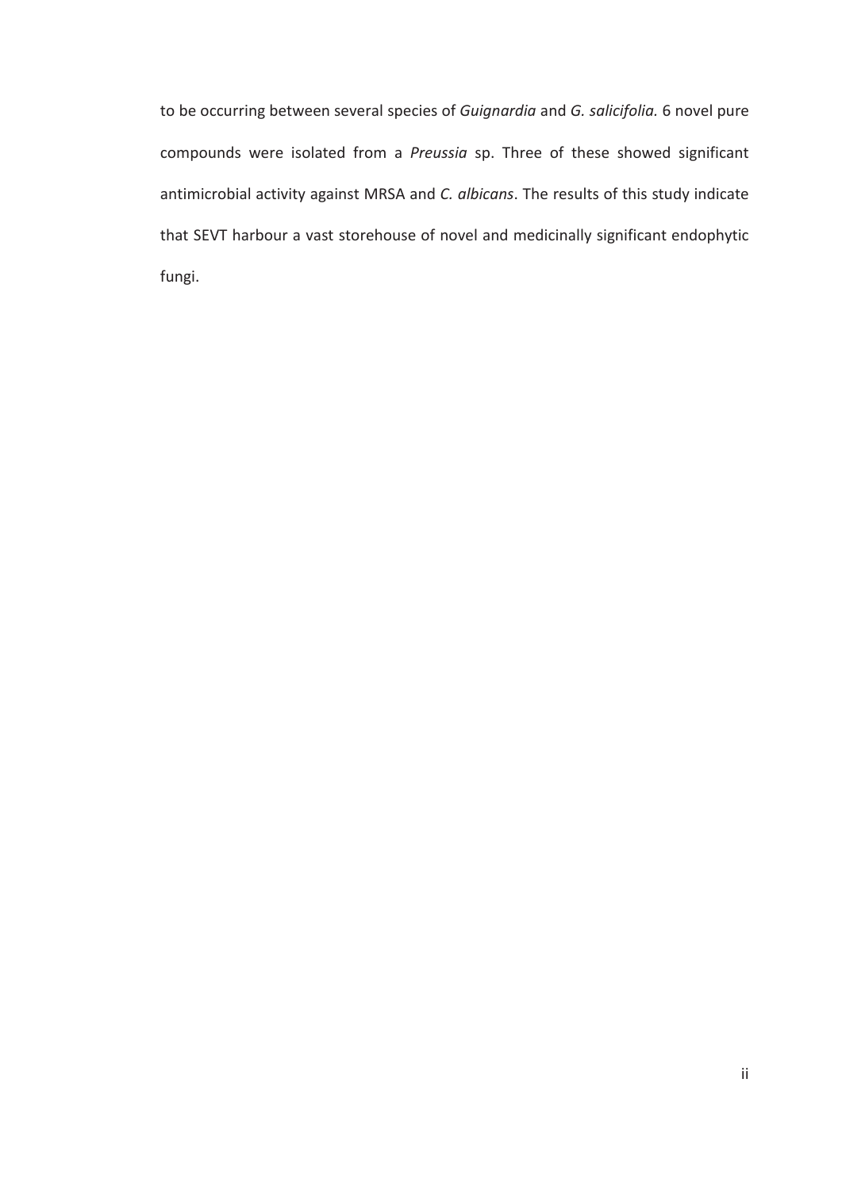to be occurring between several species of *Guignardia* and *G. salicifolia.* 6 novel pure compounds were isolated from a *Preussia* sp. Three of these showed significant antimicrobial activity against MRSA and *C. albicans*. The results of this study indicate that SEVT harbour a vast storehouse of novel and medicinally significant endophytic fungi.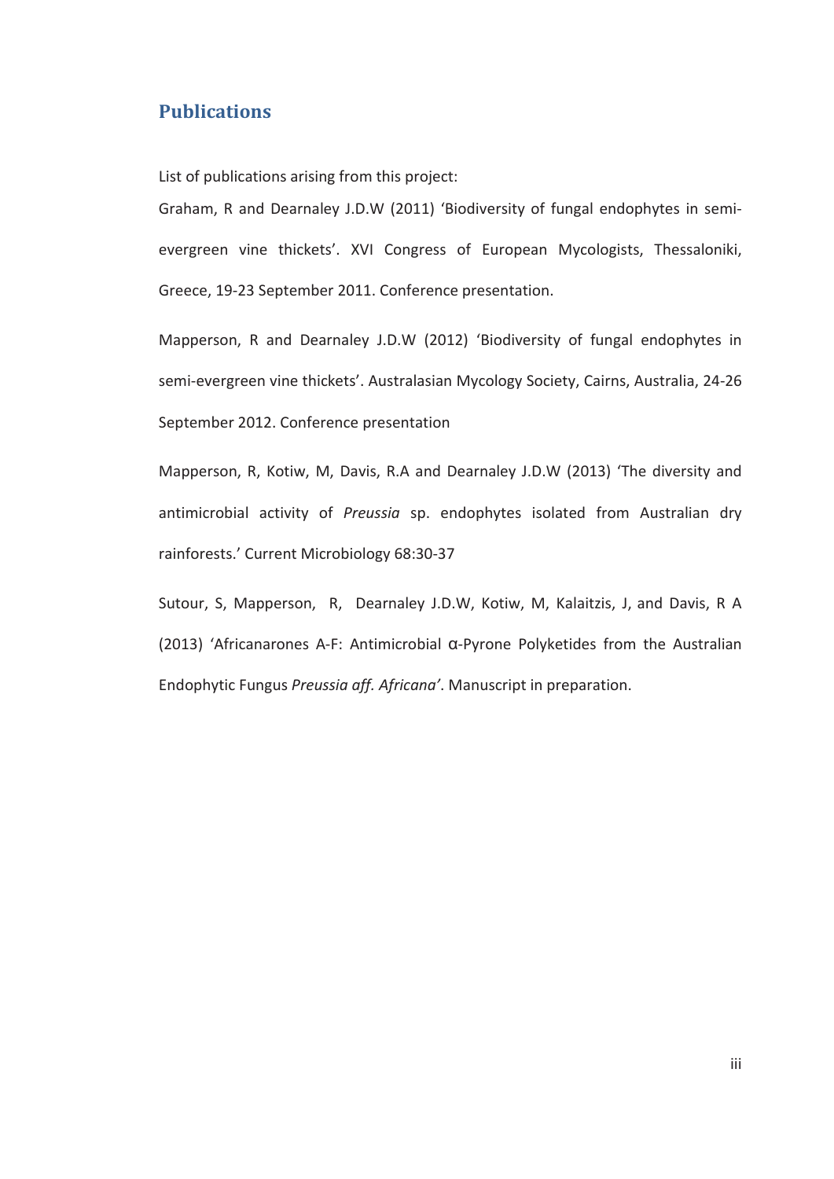## Publications

List of publications arising from this project:

Graham, R and Dearnaley J.D.W (2011) 'Biodiversity of fungal endophytes in semi-evergreen vine thickets'. XVI Congress of European Mycologists, Thessaloniki, Greece, 19-23 September 2011. Conference presentation.

Mapperson, R and Dearnaley J.D.W (2012) 'Biodiversity of fungal endophytes in semi-evergreen vine thickets'. Australasian Mycology Society, Cairns, Australia, 24-26 September 2012. Conference presentation

Mapperson, R, Kotiw, M, Davis, R.A and Dearnaley J.D.W (2013) 'The diversity and antimicrobial activity of *Preussia* sp. endophytes isolated from Australian dry rainforests.' Current Microbiology 68:30-37

Sutour, S, Mapperson, R, Dearnaley J.D.W, Kotiw, M, Kalaitzis, J, and Davis, R A (2013) 'Africanarones A-F: Antimicrobial α-Pyrone Polyketides from the Australian Endophytic Fungus *Preussia aff. Africana*'. Manuscript in preparation.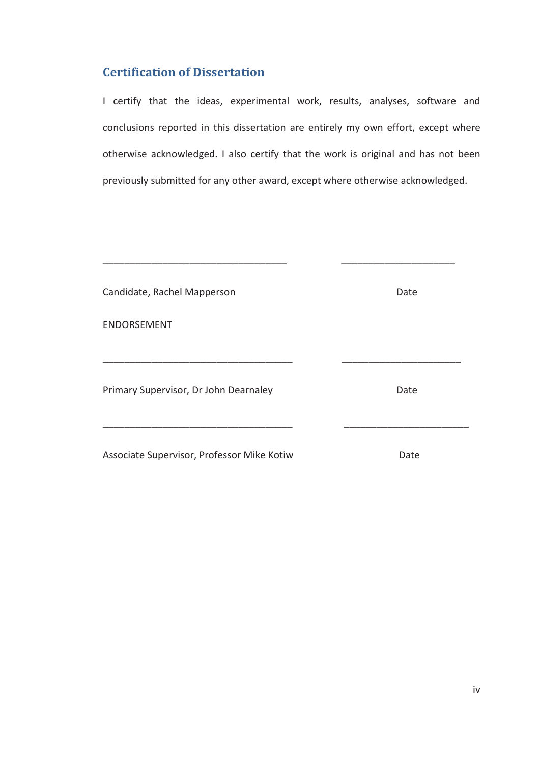## Certification of Dissertation

I certify that the ideas, experimental work, results, analyses, software and conclusions reported in this dissertation are entirely my own effort, except where otherwise acknowledged. I also certify that the work is original and has not been previously submitted for any other award, except where otherwise acknowledged.

\_\_\_\_\_\_\_\_\_\_\_\_\_\_\_\_\_\_\_\_\_\_\_\_\_\_\_\_\_\_\_\_\_\_\_ \_\_\_\_\_\_\_\_\_\_\_\_\_\_\_\_\_\_\_\_\_\_

Candidate, Rachel Mapperson Date

ENDORSEMENT

\_\_\_\_\_\_\_\_\_\_\_\_\_\_\_\_\_\_\_\_\_\_\_\_\_\_\_\_\_\_\_\_\_\_\_ \_\_\_\_\_\_\_\_\_\_\_\_\_\_\_\_\_\_\_\_\_\_

Primary Supervisor, Dr John Dearnaley Date

\_\_\_\_\_\_\_\_\_\_\_\_\_\_\_\_\_\_\_\_\_\_\_\_\_\_\_\_\_\_\_\_\_\_\_ \_\_\_\_\_\_\_\_\_\_\_\_\_\_\_\_\_\_\_\_\_\_

Associate Supervisor, Professor Mike Kotiw Date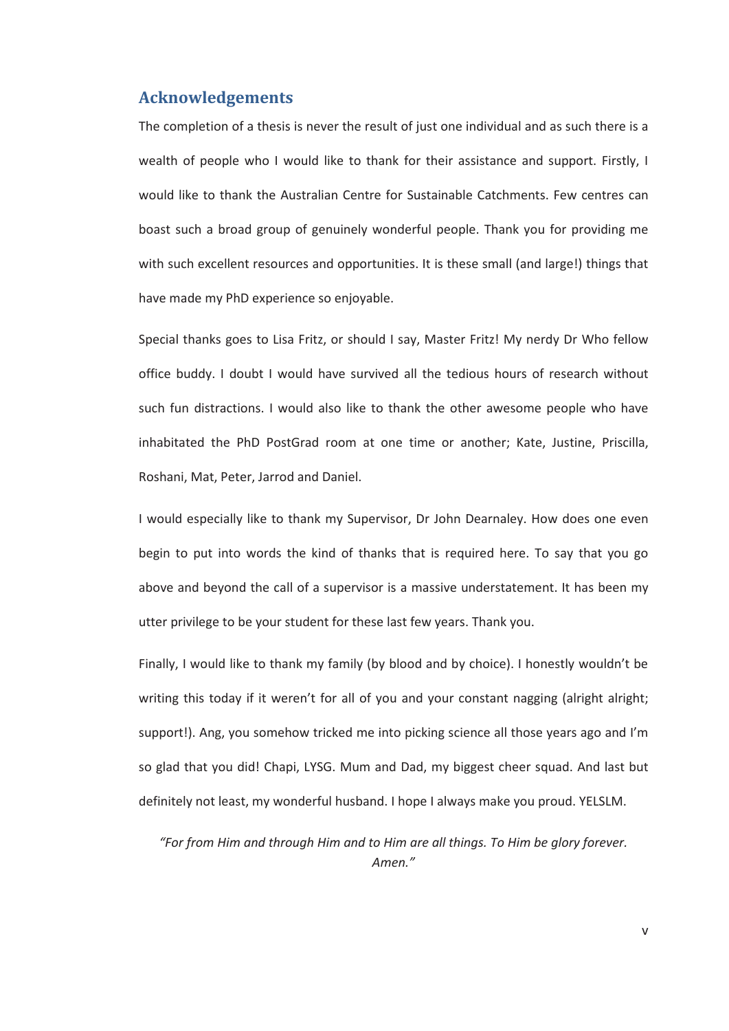## Acknowledgements

The completion of a thesis is never the result of just one individual and as such there is a wealth of people who I would like to thank for their assistance and support. Firstly, I would like to thank the Australian Centre for Sustainable Catchments. Few centres can boast such a broad group of genuinely wonderful people. Thank you for providing me with such excellent resources and opportunities. It is these small (and large!) things that have made my PhD experience so enjoyable.

Special thanks goes to Lisa Fritz, or should I say, Master Fritz! My nerdy Dr Who fellow office buddy. I doubt I would have survived all the tedious hours of research without such fun distractions. I would also like to thank the other awesome people who have inhabitated the PhD PostGrad room at one time or another; Kate, Justine, Priscilla, Roshani, Mat, Peter, Jarrod and Daniel.

I would especially like to thank my Supervisor, Dr John Dearnaley. How does one even begin to put into words the kind of thanks that is required here. To say that you go above and beyond the call of a supervisor is a massive understatement. It has been my utter privilege to be your student for these last few years. Thank you.

Finally, I would like to thank my family (by blood and by choice). I honestly wouldn't be writing this today if it weren't for all of you and your constant nagging (alright alright; support!). Ang, you somehow tricked me into picking science all those years ago and I'm so glad that you did! Chapi, LYSG. Mum and Dad, my biggest cheer squad. And last but definitely not least, my wonderful husband. I hope I always make you proud. YELSLM.

*"For from Him and through Him and to Him are all things. To Him be glory forever. Amen."*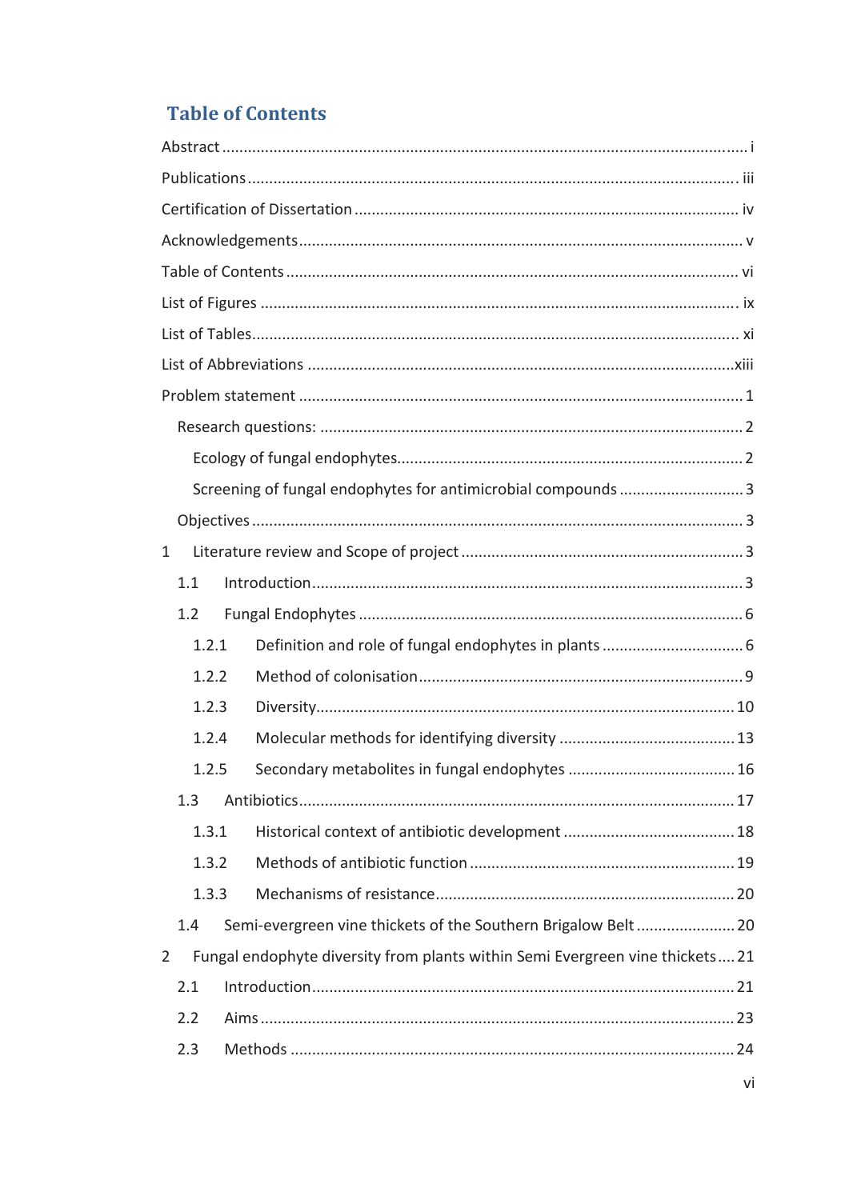# Table of Contents

Abstract ........................................................................................................................ i

Publications ................................................................................................................ iii

Certification of Dissertation ........................................................................................ iv

Acknowledgements ...................................................................................................... v

Table of Contents ........................................................................................................ vi

List of Figures ............................................................................................................. ix

List of Tables ............................................................................................................... xi

List of Abbreviations .................................................................................................. xiii

Problem statement ....................................................................................................... 1

Research questions: .................................................................................................. 2

Ecology of fungal endophytes................................................................................ 2

Screening of fungal endophytes for antimicrobial compounds ............................. 3

Objectives .................................................................................................................. 3

1 Literature review and Scope of project .................................................................. 3

1.1 Introduction .................................................................................................... 3

1.2 Fungal Endophytes ......................................................................................... 6

1.2.1 Definition and role of fungal endophytes in plants ................................. 6

1.2.2 Method of colonisation ............................................................................ 9

1.2.3 Diversity.................................................................................................. 10

1.2.4 Molecular methods for identifying diversity ......................................... 13

1.2.5 Secondary metabolites in fungal endophytes ....................................... 16

1.3 Antibiotics ..................................................................................................... 17

1.3.1 Historical context of antibiotic development ........................................ 18

1.3.2 Methods of antibiotic function ............................................................. 19

1.3.3 Mechanisms of resistance ..................................................................... 20

1.4 Semi-evergreen vine thickets of the Southern Brigalow Belt ....................... 20

2 Fungal endophyte diversity from plants within Semi Evergreen vine thickets .... 21

2.1 Introduction .................................................................................................. 21

2.2 Aims .............................................................................................................. 23

2.3 Methods ....................................................................................................... 24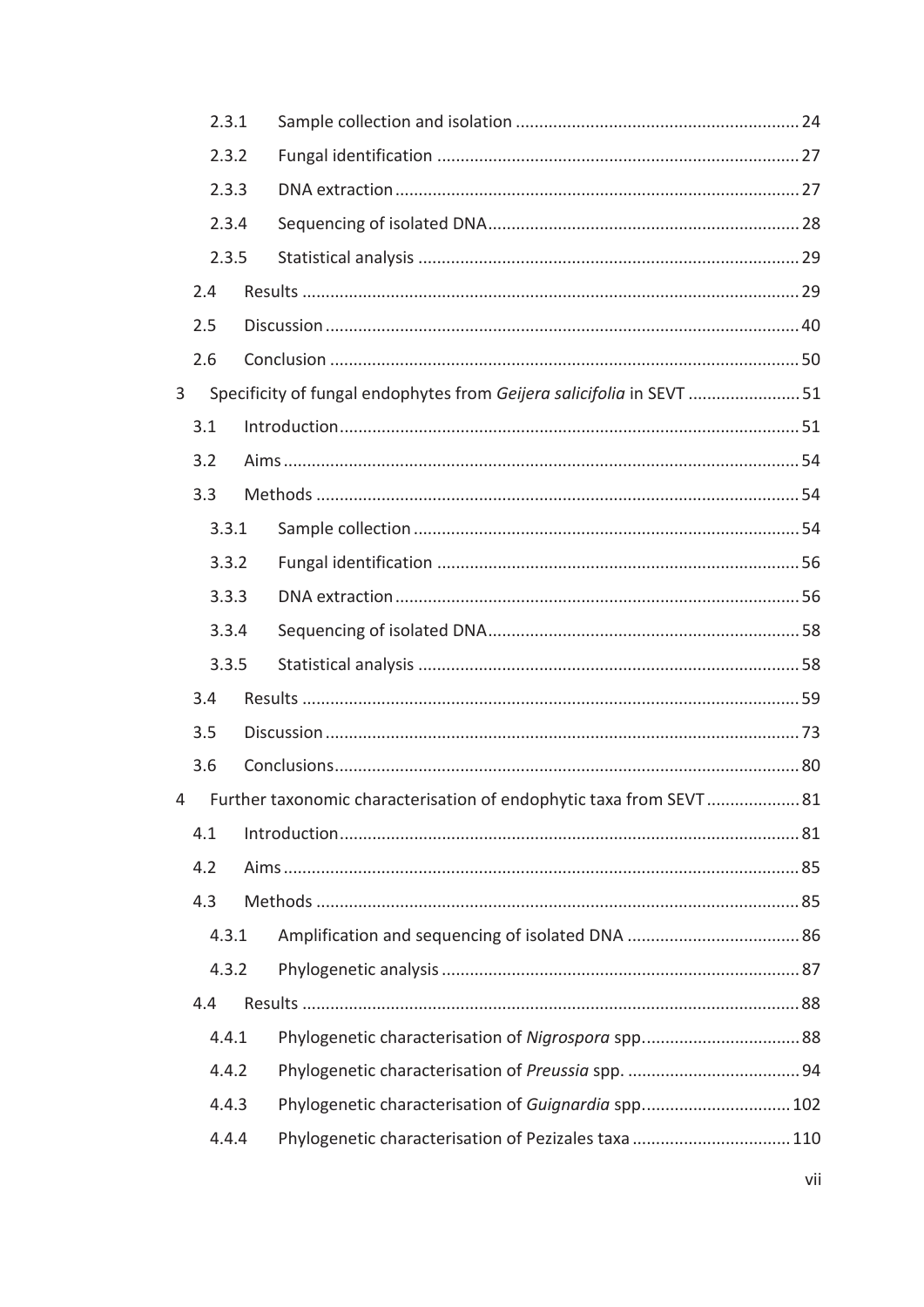- 2.3.1 Sample collection and isolation ............ 24
- 2.3.2 Fungal identification ............ 27
- 2.3.3 DNA extraction ............ 27
- 2.3.4 Sequencing of isolated DNA ............ 28
- 2.3.5 Statistical analysis ............ 29
- 2.4 Results ............ 29
- 2.5 Discussion ............ 40
- 2.6 Conclusion ............ 50
- 3 Specificity of fungal endophytes from *Geijera salicifolia* in SEVT ............ 51
- 3.1 Introduction ............ 51
- 3.2 Aims ............ 54
- 3.3 Methods ............ 54
- 3.3.1 Sample collection ............ 54
- 3.3.2 Fungal identification ............ 56
- 3.3.3 DNA extraction ............ 56
- 3.3.4 Sequencing of isolated DNA ............ 58
- 3.3.5 Statistical analysis ............ 58
- 3.4 Results ............ 59
- 3.5 Discussion ............ 73
- 3.6 Conclusions ............ 80
- 4 Further taxonomic characterisation of endophytic taxa from SEVT ............ 81
- 4.1 Introduction ............ 81
- 4.2 Aims ............ 85
- 4.3 Methods ............ 85
- 4.3.1 Amplification and sequencing of isolated DNA ............ 86
- 4.3.2 Phylogenetic analysis ............ 87
- 4.4 Results ............ 88
- 4.4.1 Phylogenetic characterisation of *Nigrospora* spp. ............ 88
- 4.4.2 Phylogenetic characterisation of *Preussia* spp. ............ 94
- 4.4.3 Phylogenetic characterisation of *Guignardia* spp. ............ 102
- 4.4.4 Phylogenetic characterisation of Pezizales taxa ............ 110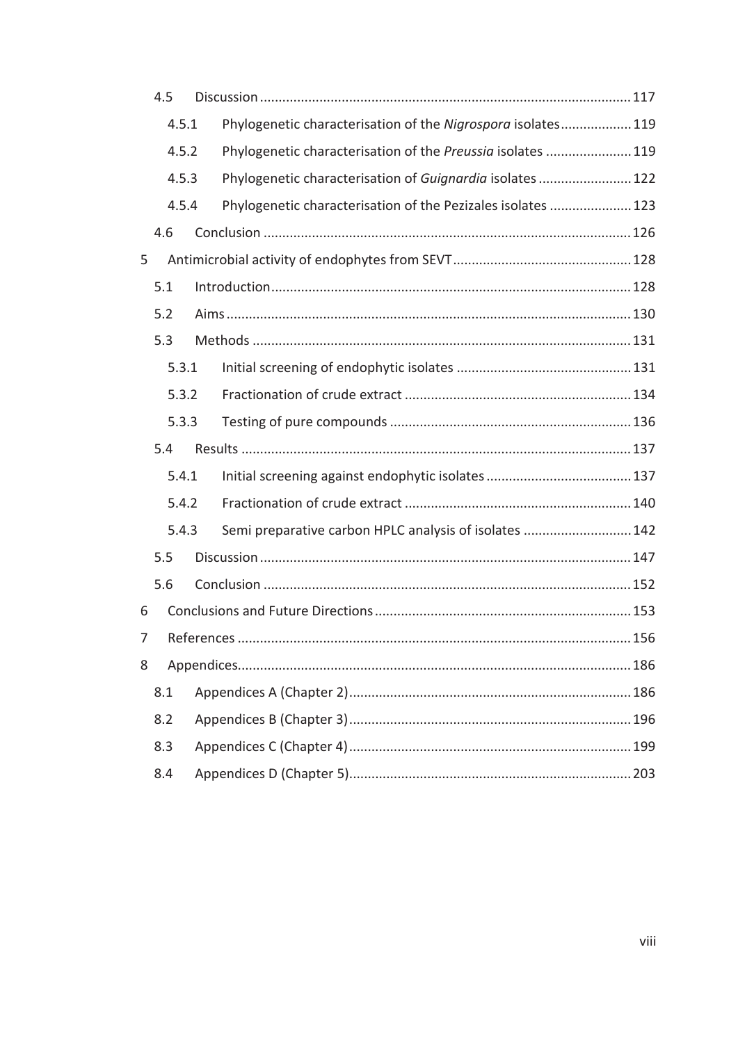4.5 Discussion ..................................................................................................... 117

4.5.1 Phylogenetic characterisation of the *Nigrospora* isolates ................... 119

4.5.2 Phylogenetic characterisation of the *Preussia* isolates ....................... 119

4.5.3 Phylogenetic characterisation of *Guignardia* isolates ......................... 122

4.5.4 Phylogenetic characterisation of the Pezizales isolates ...................... 123

4.6 Conclusion ................................................................................................... 126

5 Antimicrobial activity of endophytes from SEVT ................................................ 128

5.1 Introduction ................................................................................................. 128

5.2 Aims ............................................................................................................. 130

5.3 Methods ....................................................................................................... 131

5.3.1 Initial screening of endophytic isolates ............................................... 131

5.3.2 Fractionation of crude extract ............................................................. 134

5.3.3 Testing of pure compounds ................................................................. 136

5.4 Results ......................................................................................................... 137

5.4.1 Initial screening against endophytic isolates ....................................... 137

5.4.2 Fractionation of crude extract ............................................................. 140

5.4.3 Semi preparative carbon HPLC analysis of isolates ............................. 142

5.5 Discussion ..................................................................................................... 147

5.6 Conclusion ................................................................................................... 152

6 Conclusions and Future Directions ..................................................................... 153

7 References ......................................................................................................... 156

8 Appendices ......................................................................................................... 186

8.1 Appendices A (Chapter 2) ............................................................................ 186

8.2 Appendices B (Chapter 3) ............................................................................ 196

8.3 Appendices C (Chapter 4) ............................................................................ 199

8.4 Appendices D (Chapter 5) ............................................................................ 203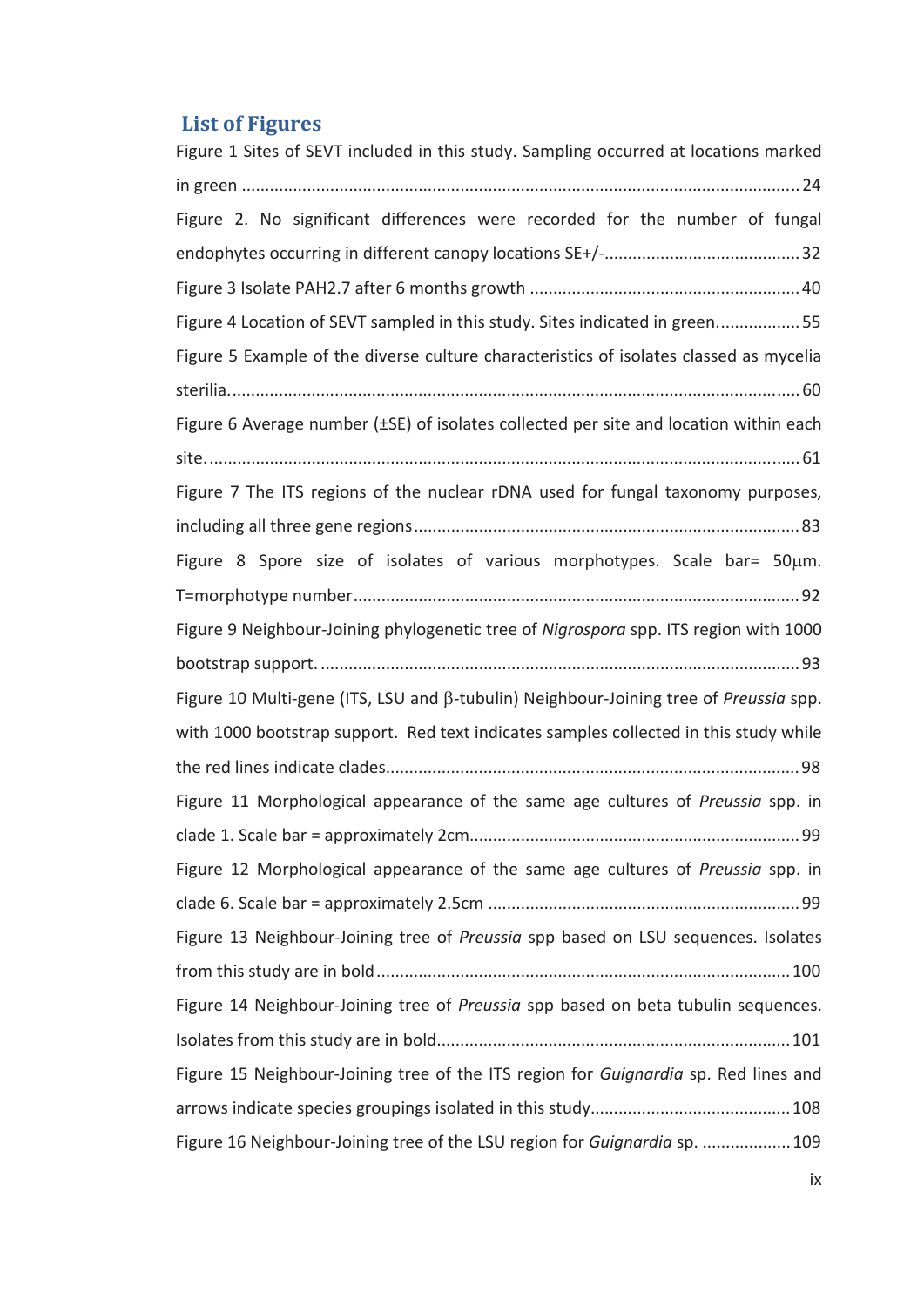## List of Figures

Figure 1 Sites of SEVT included in this study. Sampling occurred at locations marked in green ........................................................................................................ 24

Figure 2. No significant differences were recorded for the number of fungal endophytes occurring in different canopy locations SE+/-.......................................... 32

Figure 3 Isolate PAH2.7 after 6 months growth .......................................................... 40

Figure 4 Location of SEVT sampled in this study. Sites indicated in green.................. 55

Figure 5 Example of the diverse culture characteristics of isolates classed as mycelia sterilia............................................................................................................................ 60

Figure 6 Average number (±SE) of isolates collected per site and location within each site................................................................................................................................ 61

Figure 7 The ITS regions of the nuclear rDNA used for fungal taxonomy purposes, including all three gene regions ................................................................................... 83

Figure 8 Spore size of isolates of various morphotypes. Scale bar= 50μm. T=morphotype number................................................................................................ 92

Figure 9 Neighbour-Joining phylogenetic tree of *Nigrospora* spp. ITS region with 1000 bootstrap support. ....................................................................................................... 93

Figure 10 Multi-gene (ITS, LSU and β-tubulin) Neighbour-Joining tree of *Preussia* spp. with 1000 bootstrap support. Red text indicates samples collected in this study while the red lines indicate clades......................................................................................... 98

Figure 11 Morphological appearance of the same age cultures of *Preussia* spp. in clade 1. Scale bar = approximately 2cm....................................................................... 99

Figure 12 Morphological appearance of the same age cultures of *Preussia* spp. in clade 6. Scale bar = approximately 2.5cm ................................................................... 99

Figure 13 Neighbour-Joining tree of *Preussia* spp based on LSU sequences. Isolates from this study are in bold ......................................................................................... 100

Figure 14 Neighbour-Joining tree of *Preussia* spp based on beta tubulin sequences. Isolates from this study are in bold............................................................................ 101

Figure 15 Neighbour-Joining tree of the ITS region for *Guignardia* sp. Red lines and arrows indicate species groupings isolated in this study........................................... 108

Figure 16 Neighbour-Joining tree of the LSU region for *Guignardia* sp. ................... 109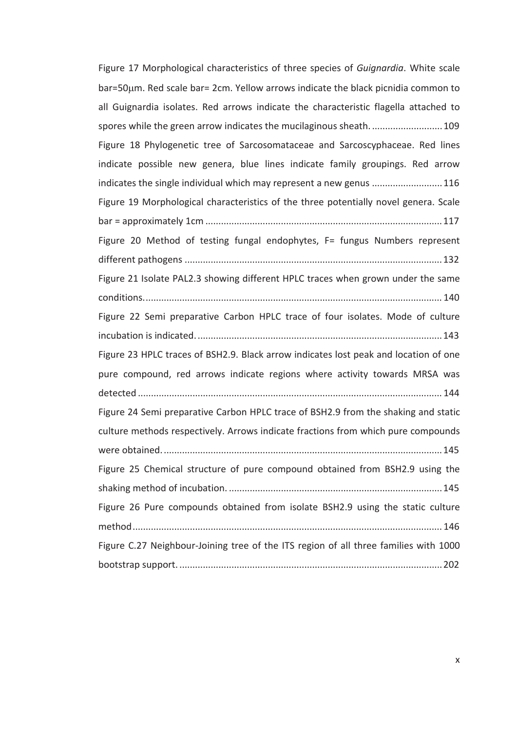Figure 17 Morphological characteristics of three species of *Guignardia*. White scale bar=50µm. Red scale bar= 2cm. Yellow arrows indicate the black picnidia common to all Guignardia isolates. Red arrows indicate the characteristic flagella attached to spores while the green arrow indicates the mucilaginous sheath. .......................... 109

Figure 18 Phylogenetic tree of Sarcosomataceae and Sarcoscyphaceae. Red lines indicate possible new genera, blue lines indicate family groupings. Red arrow indicates the single individual which may represent a new genus .......................... 116

Figure 19 Morphological characteristics of the three potentially novel genera. Scale bar = approximately 1cm .......................................................................................... 117

Figure 20 Method of testing fungal endophytes, F= fungus Numbers represent different pathogens .................................................................................................. 132

Figure 21 Isolate PAL2.3 showing different HPLC traces when grown under the same conditions. ................................................................................................................ 140

Figure 22 Semi preparative Carbon HPLC trace of four isolates. Mode of culture incubation is indicated. ............................................................................................ 143

Figure 23 HPLC traces of BSH2.9. Black arrow indicates lost peak and location of one pure compound, red arrows indicate regions where activity towards MRSA was detected .................................................................................................................... 144

Figure 24 Semi preparative Carbon HPLC trace of BSH2.9 from the shaking and static culture methods respectively. Arrows indicate fractions from which pure compounds were obtained. .......................................................................................................... 145

Figure 25 Chemical structure of pure compound obtained from BSH2.9 using the shaking method of incubation. ................................................................................. 145

Figure 26 Pure compounds obtained from isolate BSH2.9 using the static culture method ..................................................................................................................... 146

Figure C.27 Neighbour-Joining tree of the ITS region of all three families with 1000 bootstrap support. .................................................................................................... 202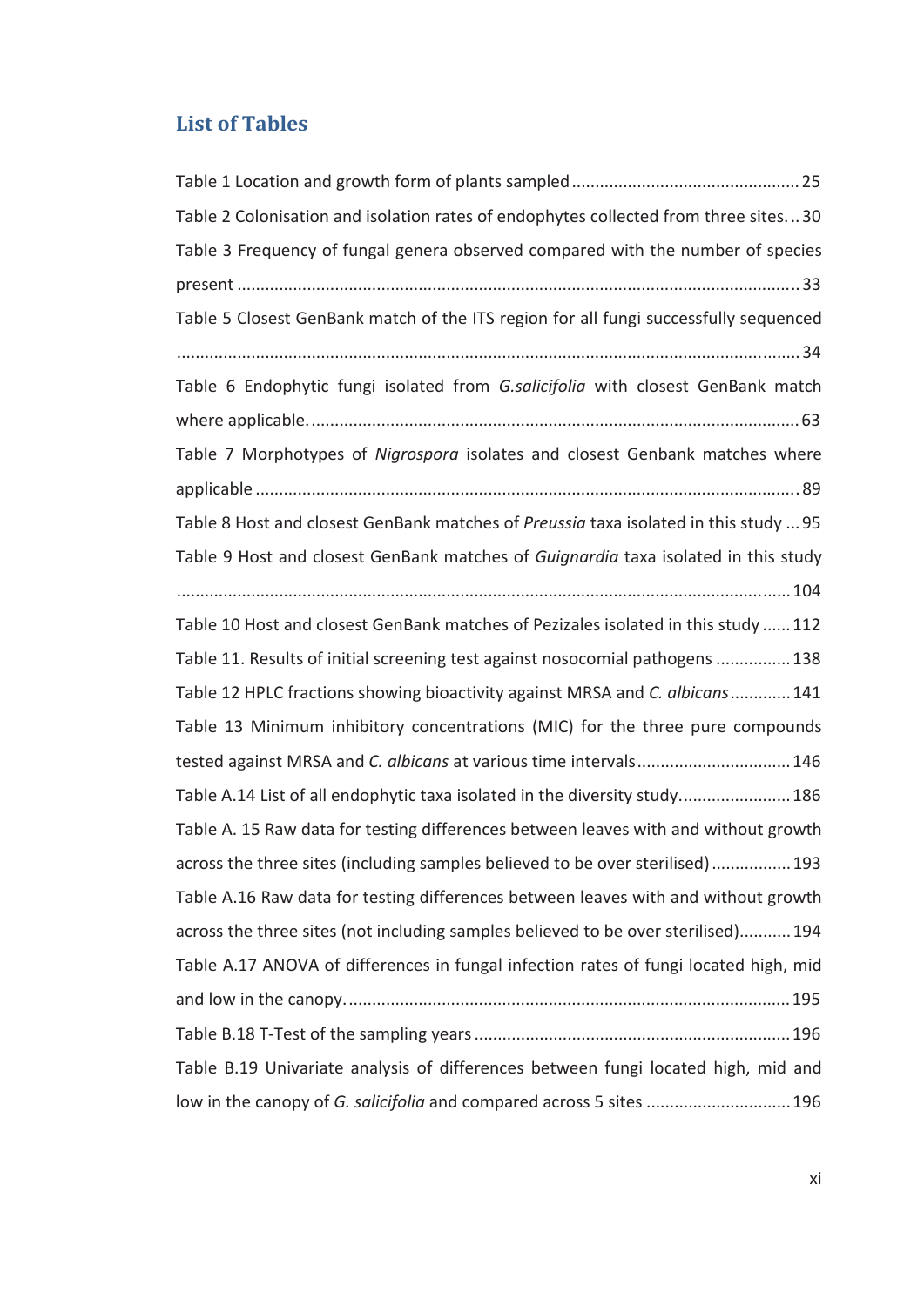## List of Tables

Table 1 Location and growth form of plants sampled ................................................ 25

Table 2 Colonisation and isolation rates of endophytes collected from three sites... 30

Table 3 Frequency of fungal genera observed compared with the number of species present ........................................................................................................................ 33

Table 5 Closest GenBank match of the ITS region for all fungi successfully sequenced .................................................................................................................................. 34

Table 6 Endophytic fungi isolated from *G.salicifolia* with closest GenBank match where applicable. ........................................................................................................ 63

Table 7 Morphotypes of *Nigrospora* isolates and closest Genbank matches where applicable .................................................................................................................... 89

Table 8 Host and closest GenBank matches of *Preussia* taxa isolated in this study ... 95

Table 9 Host and closest GenBank matches of *Guignardia* taxa isolated in this study .................................................................................................................................. 104

Table 10 Host and closest GenBank matches of Pezizales isolated in this study ...... 112

Table 11. Results of initial screening test against nosocomial pathogens ................ 138

Table 12 HPLC fractions showing bioactivity against MRSA and *C. albicans* ............ 141

Table 13 Minimum inhibitory concentrations (MIC) for the three pure compounds tested against MRSA and *C. albicans* at various time intervals ................................ 146

Table A.14 List of all endophytic taxa isolated in the diversity study........................ 186

Table A. 15 Raw data for testing differences between leaves with and without growth across the three sites (including samples believed to be over sterilised) ................. 193

Table A.16 Raw data for testing differences between leaves with and without growth across the three sites (not including samples believed to be over sterilised)........... 194

Table A.17 ANOVA of differences in fungal infection rates of fungi located high, mid and low in the canopy. .............................................................................................. 195

Table B.18 T-Test of the sampling years ................................................................... 196

Table B.19 Univariate analysis of differences between fungi located high, mid and low in the canopy of *G. salicifolia* and compared across 5 sites .............................. 196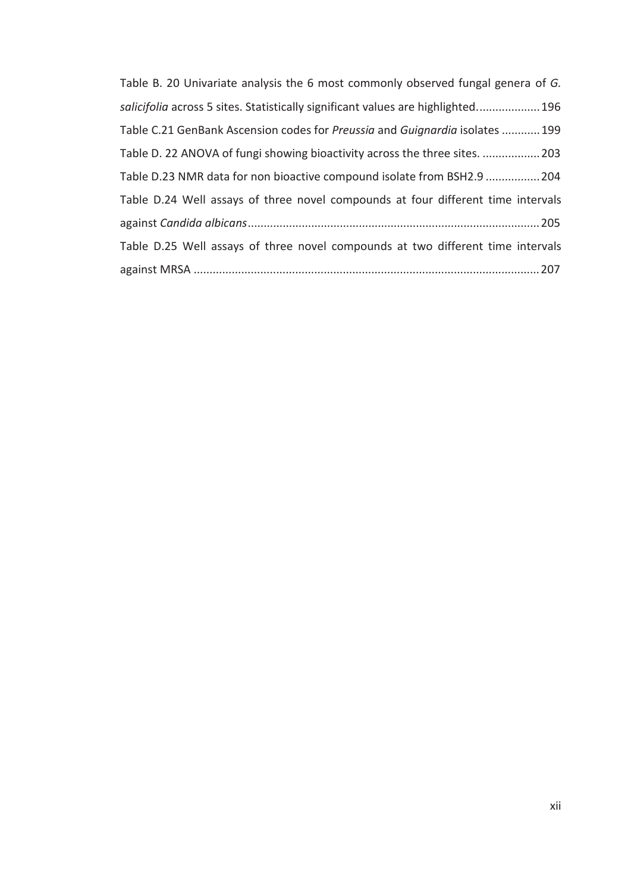Table B. 20 Univariate analysis the 6 most commonly observed fungal genera of *G. salicifolia* across 5 sites. Statistically significant values are highlighted. .................. 196

Table C.21 GenBank Ascension codes for *Preussia* and *Guignardia* isolates ............ 199

Table D. 22 ANOVA of fungi showing bioactivity across the three sites. .................. 203

Table D.23 NMR data for non bioactive compound isolate from BSH2.9 ................. 204

Table D.24 Well assays of three novel compounds at four different time intervals against *Candida albicans* ........................................................................................... 205

Table D.25 Well assays of three novel compounds at two different time intervals against MRSA ............................................................................................................ 207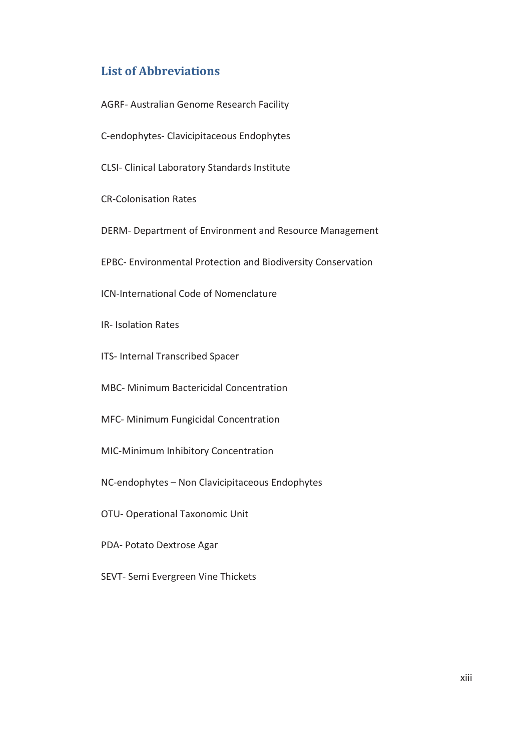## List of Abbreviations

AGRF- Australian Genome Research Facility

C-endophytes- Clavicipitaceous Endophytes

CLSI- Clinical Laboratory Standards Institute

CR-Colonisation Rates

DERM- Department of Environment and Resource Management

EPBC- Environmental Protection and Biodiversity Conservation

ICN-International Code of Nomenclature

IR- Isolation Rates

ITS- Internal Transcribed Spacer

MBC- Minimum Bactericidal Concentration

MFC- Minimum Fungicidal Concentration

MIC-Minimum Inhibitory Concentration

NC-endophytes – Non Clavicipitaceous Endophytes

OTU- Operational Taxonomic Unit

PDA- Potato Dextrose Agar

SEVT- Semi Evergreen Vine Thickets